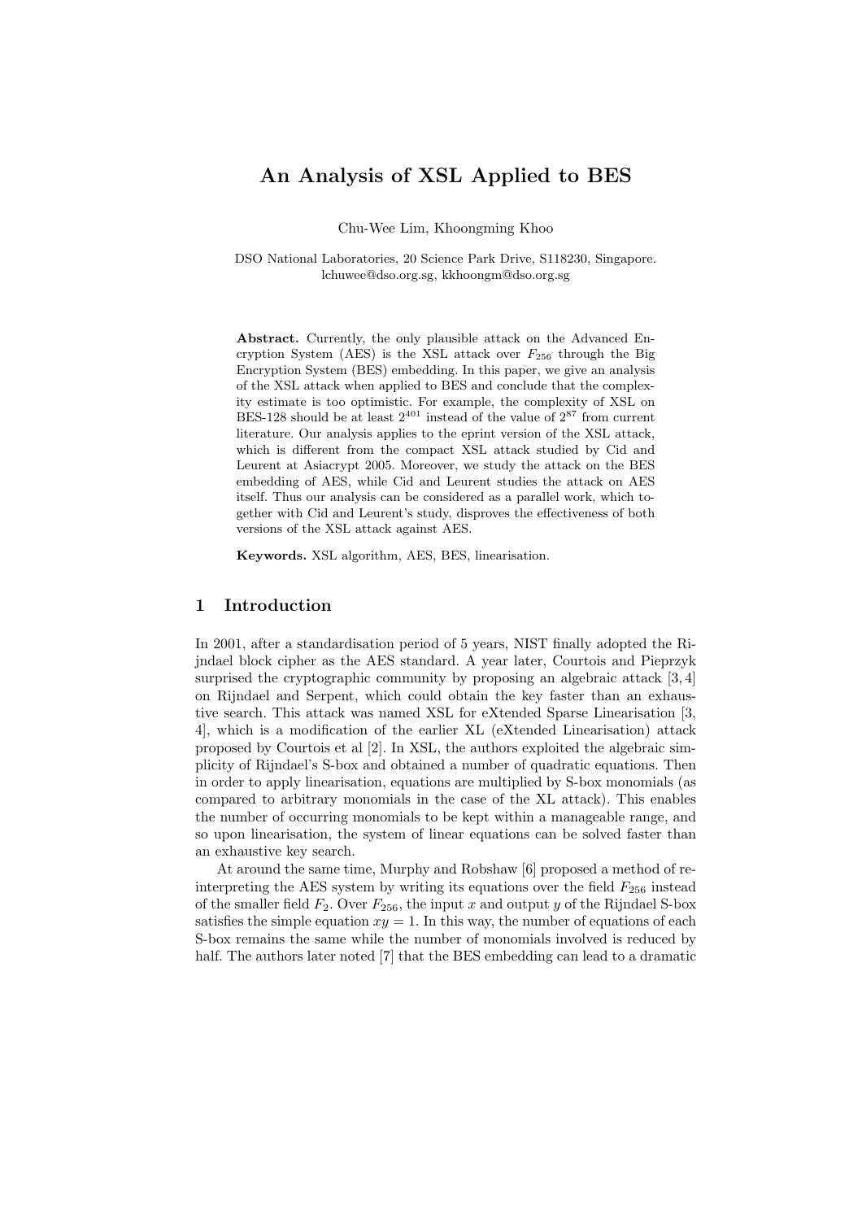# An Analysis of XSL Applied to BES

Chu-Wee Lim, Khoongming Khoo

DSO National Laboratories, 20 Science Park Drive, S118230, Singapore.
lchuwee@dso.org.sg, kkhoongm@dso.org.sg

**Abstract.** Currently, the only plausible attack on the Advanced Encryption System (AES) is the XSL attack over $F_{256}$ through the Big Encryption System (BES) embedding. In this paper, we give an analysis of the XSL attack when applied to BES and conclude that the complexity estimate is too optimistic. For example, the complexity of XSL on BES-128 should be at least $2^{401}$ instead of the value of $2^{87}$ from current literature. Our analysis applies to the eprint version of the XSL attack, which is different from the compact XSL attack studied by Cid and Leurent at Asiacrypt 2005. Moreover, we study the attack on the BES embedding of AES, while Cid and Leurent studies the attack on AES itself. Thus our analysis can be considered as a parallel work, which together with Cid and Leurent's study, disproves the effectiveness of both versions of the XSL attack against AES.

**Keywords.** XSL algorithm, AES, BES, linearisation.

## 1 Introduction

In 2001, after a standardisation period of 5 years, NIST finally adopted the Rijndael block cipher as the AES standard. A year later, Courtois and Pieprzyk surprised the cryptographic community by proposing an algebraic attack [3, 4] on Rijndael and Serpent, which could obtain the key faster than an exhaustive search. This attack was named XSL for eXtended Sparse Linearisation [3, 4], which is a modification of the earlier XL (eXtended Linearisation) attack proposed by Courtois et al [2]. In XSL, the authors exploited the algebraic simplicity of Rijndael's S-box and obtained a number of quadratic equations. Then in order to apply linearisation, equations are multiplied by S-box monomials (as compared to arbitrary monomials in the case of the XL attack). This enables the number of occurring monomials to be kept within a manageable range, and so upon linearisation, the system of linear equations can be solved faster than an exhaustive key search.

At around the same time, Murphy and Robshaw [6] proposed a method of reinterpreting the AES system by writing its equations over the field $F_{256}$ instead of the smaller field $F_2$. Over $F_{256}$, the input $x$ and output $y$ of the Rijndael S-box satisfies the simple equation $xy = 1$. In this way, the number of equations of each S-box remains the same while the number of monomials involved is reduced by half. The authors later noted [7] that the BES embedding can lead to a dramatic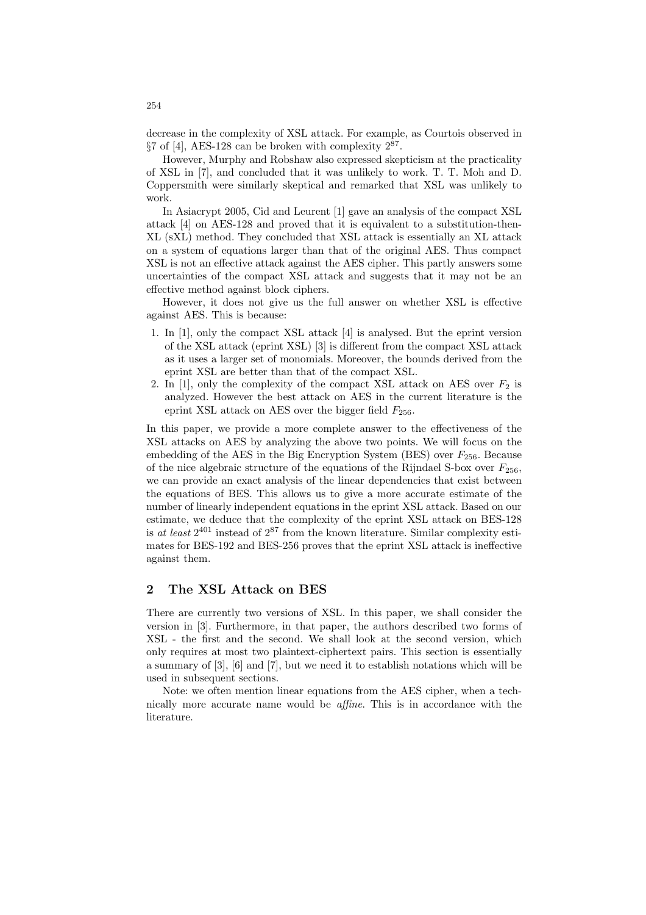decrease in the complexity of XSL attack. For example, as Courtois observed in §7 of [4], AES-128 can be broken with complexity $2^{87}$.

However, Murphy and Robshaw also expressed skepticism at the practicality of XSL in [7], and concluded that it was unlikely to work. T. T. Moh and D. Coppersmith were similarly skeptical and remarked that XSL was unlikely to work.

In Asiacrypt 2005, Cid and Leurent [1] gave an analysis of the compact XSL attack [4] on AES-128 and proved that it is equivalent to a substitution-then-XL (sXL) method. They concluded that XSL attack is essentially an XL attack on a system of equations larger than that of the original AES. Thus compact XSL is not an effective attack against the AES cipher. This partly answers some uncertainties of the compact XSL attack and suggests that it may not be an effective method against block ciphers.

However, it does not give us the full answer on whether XSL is effective against AES. This is because:

1. In [1], only the compact XSL attack [4] is analysed. But the eprint version of the XSL attack (eprint XSL) [3] is different from the compact XSL attack as it uses a larger set of monomials. Moreover, the bounds derived from the eprint XSL are better than that of the compact XSL.
2. In [1], only the complexity of the compact XSL attack on AES over $F_2$ is analyzed. However the best attack on AES in the current literature is the eprint XSL attack on AES over the bigger field $F_{256}$.

In this paper, we provide a more complete answer to the effectiveness of the XSL attacks on AES by analyzing the above two points. We will focus on the embedding of the AES in the Big Encryption System (BES) over $F_{256}$. Because of the nice algebraic structure of the equations of the Rijndael S-box over $F_{256}$, we can provide an exact analysis of the linear dependencies that exist between the equations of BES. This allows us to give a more accurate estimate of the number of linearly independent equations in the eprint XSL attack. Based on our estimate, we deduce that the complexity of the eprint XSL attack on BES-128 is *at least* $2^{401}$ instead of $2^{87}$ from the known literature. Similar complexity estimates for BES-192 and BES-256 proves that the eprint XSL attack is ineffective against them.

## 2 The XSL Attack on BES

There are currently two versions of XSL. In this paper, we shall consider the version in [3]. Furthermore, in that paper, the authors described two forms of XSL - the first and the second. We shall look at the second version, which only requires at most two plaintext-ciphertext pairs. This section is essentially a summary of [3], [6] and [7], but we need it to establish notations which will be used in subsequent sections.

Note: we often mention linear equations from the AES cipher, when a technically more accurate name would be *affine*. This is in accordance with the literature.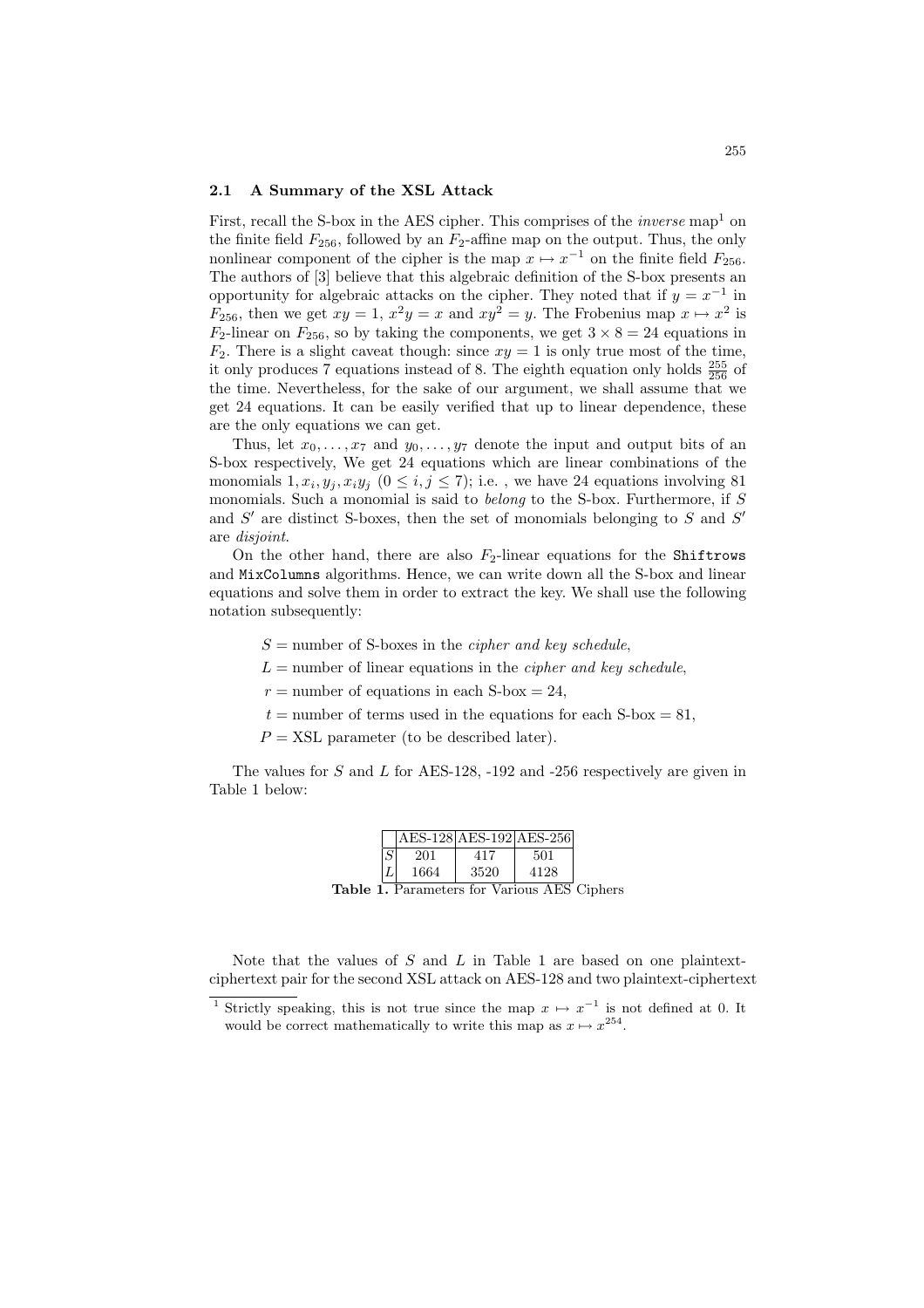### 2.1 A Summary of the XSL Attack

First, recall the S-box in the AES cipher. This comprises of the *inverse* map[1] on the finite field $F_{256}$, followed by an $F_2$-affine map on the output. Thus, the only nonlinear component of the cipher is the map $x \mapsto x^{-1}$ on the finite field $F_{256}$. The authors of [3] believe that this algebraic definition of the S-box presents an opportunity for algebraic attacks on the cipher. They noted that if $y = x^{-1}$ in $F_{256}$, then we get $xy = 1$, $x^2y = x$ and $xy^2 = y$. The Frobenius map $x \mapsto x^2$ is $F_2$-linear on $F_{256}$, so by taking the components, we get $3 \times 8 = 24$ equations in $F_2$. There is a slight caveat though: since $xy = 1$ is only true most of the time, it only produces 7 equations instead of 8. The eighth equation only holds $\frac{255}{256}$ of the time. Nevertheless, for the sake of our argument, we shall assume that we get 24 equations. It can be easily verified that up to linear dependence, these are the only equations we can get.

Thus, let $x_0, \ldots, x_7$ and $y_0, \ldots, y_7$ denote the input and output bits of an S-box respectively, We get 24 equations which are linear combinations of the monomials $1, x_i, y_j, x_iy_j$ $(0 \le i, j \le 7)$; i.e. , we have 24 equations involving 81 monomials. Such a monomial is said to *belong* to the S-box. Furthermore, if $S$ and $S'$ are distinct S-boxes, then the set of monomials belonging to $S$ and $S'$ are *disjoint*.

On the other hand, there are also $F_2$-linear equations for the `Shiftrows` and `MixColumns` algorithms. Hence, we can write down all the S-box and linear equations and solve them in order to extract the key. We shall use the following notation subsequently:

$S$ = number of S-boxes in the *cipher and key schedule*,

$L$ = number of linear equations in the *cipher and key schedule*,

$r$ = number of equations in each S-box = 24,

$t$ = number of terms used in the equations for each S-box = 81,

$P$ = XSL parameter (to be described later).

The values for $S$ and $L$ for AES-128, -192 and -256 respectively are given in Table 1 below:

| | AES-128 | AES-192 | AES-256 |
|---|---|---|---|
| $S$ | 201 | 417 | 501 |
| $L$ | 1664 | 3520 | 4128 |

**Table 1.** Parameters for Various AES Ciphers

Note that the values of $S$ and $L$ in Table 1 are based on one plaintext-ciphertext pair for the second XSL attack on AES-128 and two plaintext-ciphertext

[1] Strictly speaking, this is not true since the map $x \mapsto x^{-1}$ is not defined at 0. It would be correct mathematically to write this map as $x \mapsto x^{254}$.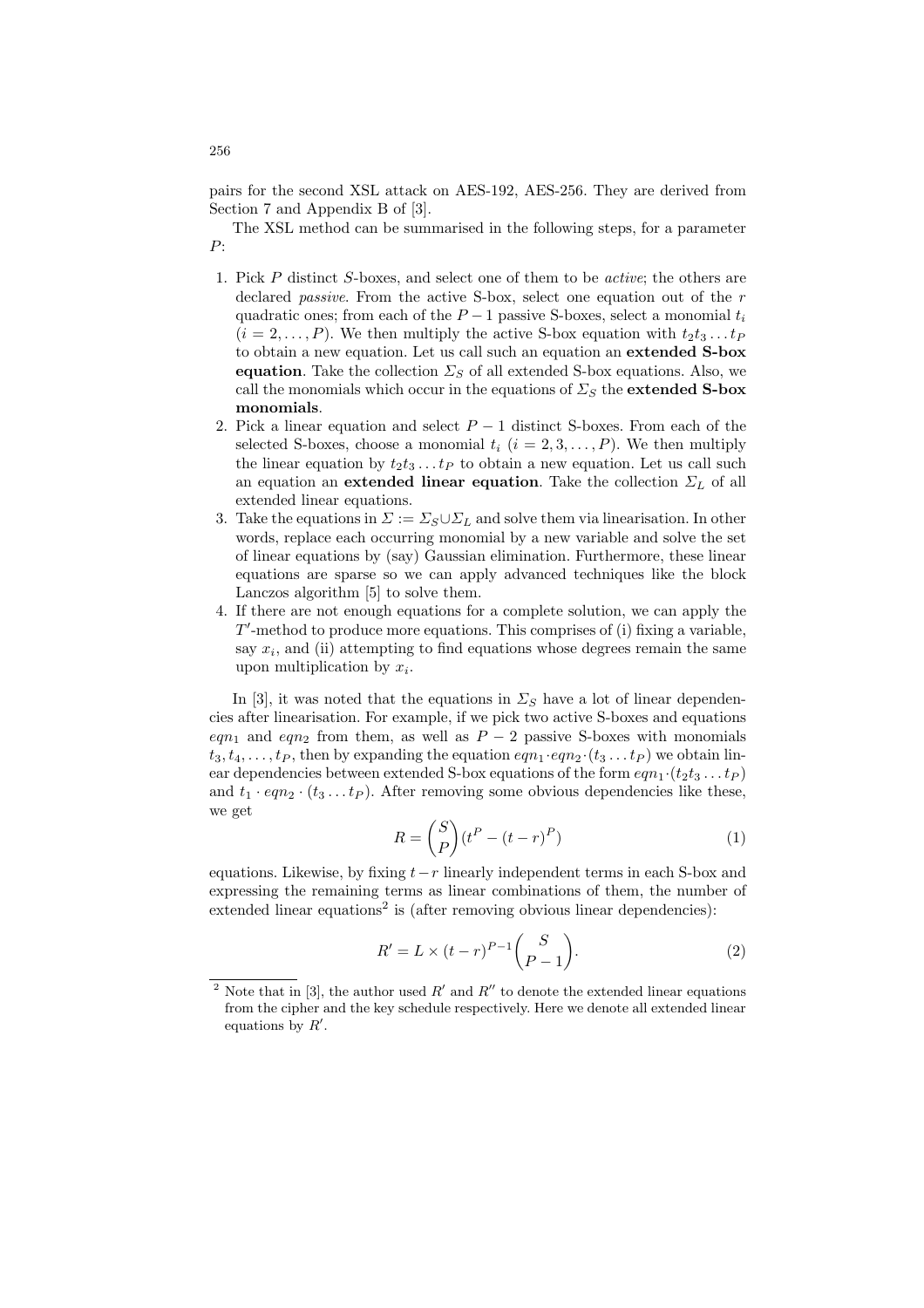pairs for the second XSL attack on AES-192, AES-256. They are derived from Section 7 and Appendix B of [3].

The XSL method can be summarised in the following steps, for a parameter $P$:

1. Pick $P$ distinct $S$-boxes, and select one of them to be *active*; the others are declared *passive*. From the active S-box, select one equation out of the $r$ quadratic ones; from each of the $P-1$ passive S-boxes, select a monomial $t_i$ ($i = 2, \ldots, P$). We then multiply the active S-box equation with $t_2 t_3 \ldots t_P$ to obtain a new equation. Let us call such an equation an **extended S-box equation**. Take the collection $\Sigma_S$ of all extended S-box equations. Also, we call the monomials which occur in the equations of $\Sigma_S$ the **extended S-box monomials**.
2. Pick a linear equation and select $P-1$ distinct S-boxes. From each of the selected S-boxes, choose a monomial $t_i$ ($i = 2, 3, \ldots, P$). We then multiply the linear equation by $t_2 t_3 \ldots t_P$ to obtain a new equation. Let us call such an equation an **extended linear equation**. Take the collection $\Sigma_L$ of all extended linear equations.
3. Take the equations in $\Sigma := \Sigma_S \cup \Sigma_L$ and solve them via linearisation. In other words, replace each occurring monomial by a new variable and solve the set of linear equations by (say) Gaussian elimination. Furthermore, these linear equations are sparse so we can apply advanced techniques like the block Lanczos algorithm [5] to solve them.
4. If there are not enough equations for a complete solution, we can apply the $T'$-method to produce more equations. This comprises of (i) fixing a variable, say $x_i$, and (ii) attempting to find equations whose degrees remain the same upon multiplication by $x_i$.

In [3], it was noted that the equations in $\Sigma_S$ have a lot of linear dependencies after linearisation. For example, if we pick two active S-boxes and equations $eqn_1$ and $eqn_2$ from them, as well as $P-2$ passive S-boxes with monomials $t_3, t_4, \ldots, t_P$, then by expanding the equation $eqn_1 \cdot eqn_2 \cdot (t_3 \ldots t_P)$ we obtain linear dependencies between extended S-box equations of the form $eqn_1 \cdot (t_2 t_3 \ldots t_P)$ and $t_1 \cdot eqn_2 \cdot (t_3 \ldots t_P)$. After removing some obvious dependencies like these, we get

$$R = \binom{S}{P}(t^P - (t-r)^P) \tag{1}$$

equations. Likewise, by fixing $t-r$ linearly independent terms in each S-box and expressing the remaining terms as linear combinations of them, the number of extended linear equations[2] is (after removing obvious linear dependencies):

$$R' = L \times (t-r)^{P-1}\binom{S}{P-1}. \tag{2}$$

[2] Note that in [3], the author used $R'$ and $R''$ to denote the extended linear equations from the cipher and the key schedule respectively. Here we denote all extended linear equations by $R'$.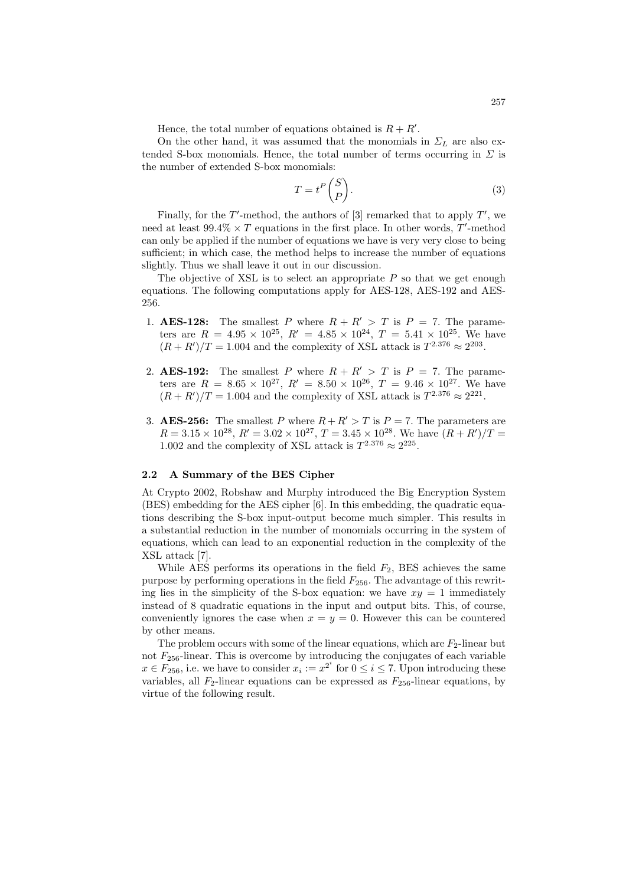Hence, the total number of equations obtained is $R + R'$.

On the other hand, it was assumed that the monomials in $\Sigma_L$ are also extended S-box monomials. Hence, the total number of terms occurring in $\Sigma$ is the number of extended S-box monomials:

$$T = t^P \binom{S}{P}. \tag{3}$$

Finally, for the $T'$-method, the authors of [3] remarked that to apply $T'$, we need at least $99.4\% \times T$ equations in the first place. In other words, $T'$-method can only be applied if the number of equations we have is very very close to being sufficient; in which case, the method helps to increase the number of equations slightly. Thus we shall leave it out in our discussion.

The objective of XSL is to select an appropriate $P$ so that we get enough equations. The following computations apply for AES-128, AES-192 and AES-256.

1. **AES-128:** The smallest $P$ where $R + R' > T$ is $P = 7$. The parameters are $R = 4.95 \times 10^{25}$, $R' = 4.85 \times 10^{24}$, $T = 5.41 \times 10^{25}$. We have $(R + R')/T = 1.004$ and the complexity of XSL attack is $T^{2.376} \approx 2^{203}$.

2. **AES-192:** The smallest $P$ where $R + R' > T$ is $P = 7$. The parameters are $R = 8.65 \times 10^{27}$, $R' = 8.50 \times 10^{26}$, $T = 9.46 \times 10^{27}$. We have $(R + R')/T = 1.004$ and the complexity of XSL attack is $T^{2.376} \approx 2^{221}$.

3. **AES-256:** The smallest $P$ where $R + R' > T$ is $P = 7$. The parameters are $R = 3.15 \times 10^{28}$, $R' = 3.02 \times 10^{27}$, $T = 3.45 \times 10^{28}$. We have $(R + R')/T = 1.002$ and the complexity of XSL attack is $T^{2.376} \approx 2^{225}$.

### 2.2 A Summary of the BES Cipher

At Crypto 2002, Robshaw and Murphy introduced the Big Encryption System (BES) embedding for the AES cipher [6]. In this embedding, the quadratic equations describing the S-box input-output become much simpler. This results in a substantial reduction in the number of monomials occurring in the system of equations, which can lead to an exponential reduction in the complexity of the XSL attack [7].

While AES performs its operations in the field $F_2$, BES achieves the same purpose by performing operations in the field $F_{256}$. The advantage of this rewriting lies in the simplicity of the S-box equation: we have $xy = 1$ immediately instead of 8 quadratic equations in the input and output bits. This, of course, conveniently ignores the case when $x = y = 0$. However this can be countered by other means.

The problem occurs with some of the linear equations, which are $F_2$-linear but not $F_{256}$-linear. This is overcome by introducing the conjugates of each variable $x \in F_{256}$, i.e. we have to consider $x_i := x^{2^i}$ for $0 \leq i \leq 7$. Upon introducing these variables, all $F_2$-linear equations can be expressed as $F_{256}$-linear equations, by virtue of the following result.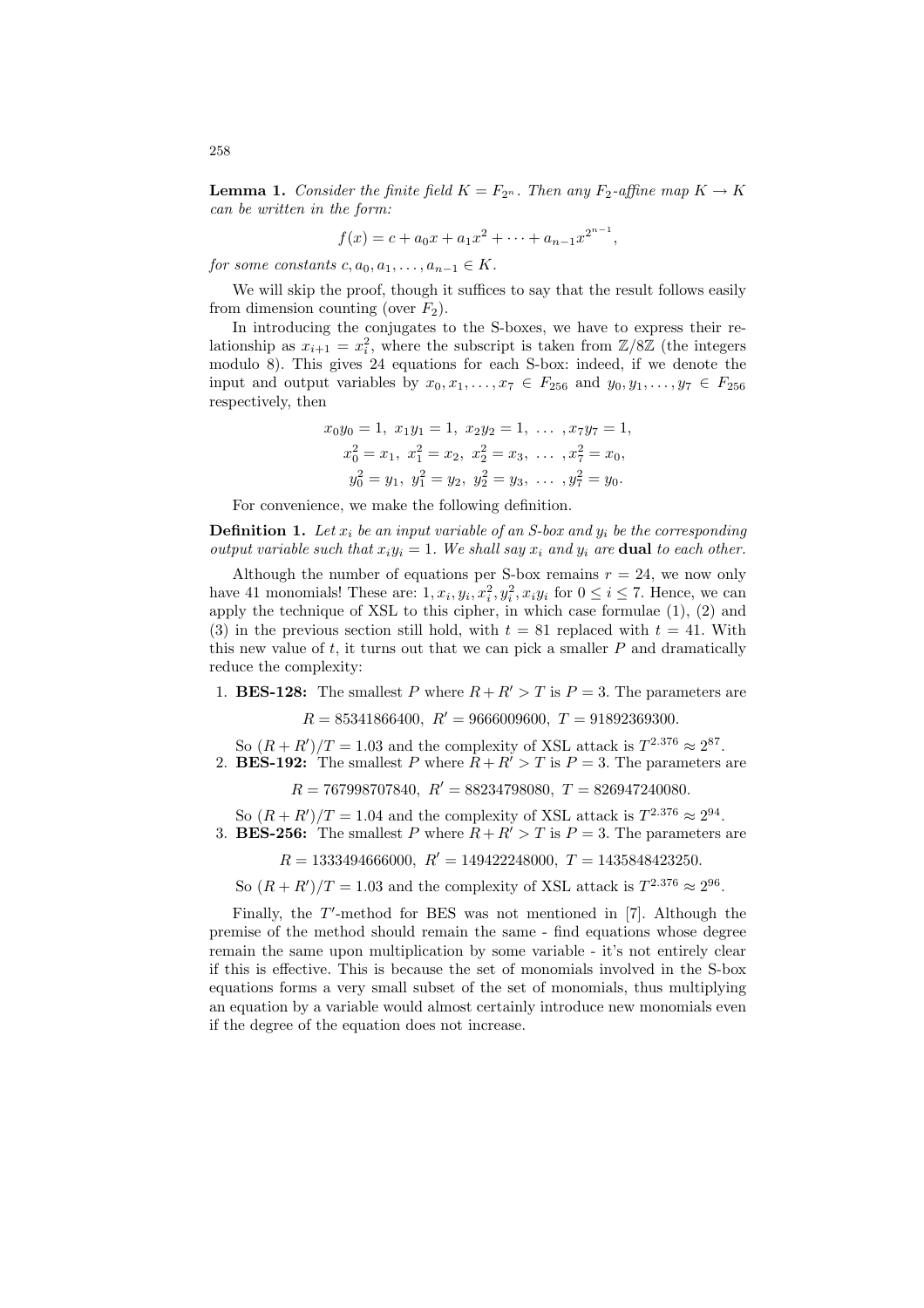**Lemma 1.** *Consider the finite field $K = F_{2^n}$. Then any $F_2$-affine map $K \to K$ can be written in the form:*

$$f(x) = c + a_0 x + a_1 x^2 + \cdots + a_{n-1} x^{2^{n-1}},$$

*for some constants $c, a_0, a_1, \ldots, a_{n-1} \in K$.*

We will skip the proof, though it suffices to say that the result follows easily from dimension counting (over $F_2$).

In introducing the conjugates to the S-boxes, we have to express their relationship as $x_{i+1} = x_i^2$, where the subscript is taken from $\mathbb{Z}/8\mathbb{Z}$ (the integers modulo 8). This gives 24 equations for each S-box: indeed, if we denote the input and output variables by $x_0, x_1, \ldots, x_7 \in F_{256}$ and $y_0, y_1, \ldots, y_7 \in F_{256}$ respectively, then

$$x_0 y_0 = 1,\ x_1 y_1 = 1,\ x_2 y_2 = 1,\ \ldots\ , x_7 y_7 = 1,$$
$$x_0^2 = x_1,\ x_1^2 = x_2,\ x_2^2 = x_3,\ \ldots\ , x_7^2 = x_0,$$
$$y_0^2 = y_1,\ y_1^2 = y_2,\ y_2^2 = y_3,\ \ldots\ , y_7^2 = y_0.$$

For convenience, we make the following definition.

**Definition 1.** *Let $x_i$ be an input variable of an S-box and $y_i$ be the corresponding output variable such that $x_i y_i = 1$. We shall say $x_i$ and $y_i$ are* **dual** *to each other.*

Although the number of equations per S-box remains $r = 24$, we now only have 41 monomials! These are: $1, x_i, y_i, x_i^2, y_i^2, x_i y_i$ for $0 \le i \le 7$. Hence, we can apply the technique of XSL to this cipher, in which case formulae (1), (2) and (3) in the previous section still hold, with $t = 81$ replaced with $t = 41$. With this new value of $t$, it turns out that we can pick a smaller $P$ and dramatically reduce the complexity:

1. **BES-128:** The smallest $P$ where $R + R' > T$ is $P = 3$. The parameters are

   $$R = 85341866400,\ R' = 9666009600,\ T = 91892369300.$$

   So $(R + R')/T = 1.03$ and the complexity of XSL attack is $T^{2.376} \approx 2^{87}$.
2. **BES-192:** The smallest $P$ where $R + R' > T$ is $P = 3$. The parameters are

   $$R = 767998707840,\ R' = 88234798080,\ T = 826947240080.$$

   So $(R + R')/T = 1.04$ and the complexity of XSL attack is $T^{2.376} \approx 2^{94}$.
3. **BES-256:** The smallest $P$ where $R + R' > T$ is $P = 3$. The parameters are

   $$R = 1333494666000,\ R' = 149422248000,\ T = 1435848423250.$$

   So $(R + R')/T = 1.03$ and the complexity of XSL attack is $T^{2.376} \approx 2^{96}$.

Finally, the $T'$-method for BES was not mentioned in [7]. Although the premise of the method should remain the same - find equations whose degree remain the same upon multiplication by some variable - it's not entirely clear if this is effective. This is because the set of monomials involved in the S-box equations forms a very small subset of the set of monomials, thus multiplying an equation by a variable would almost certainly introduce new monomials even if the degree of the equation does not increase.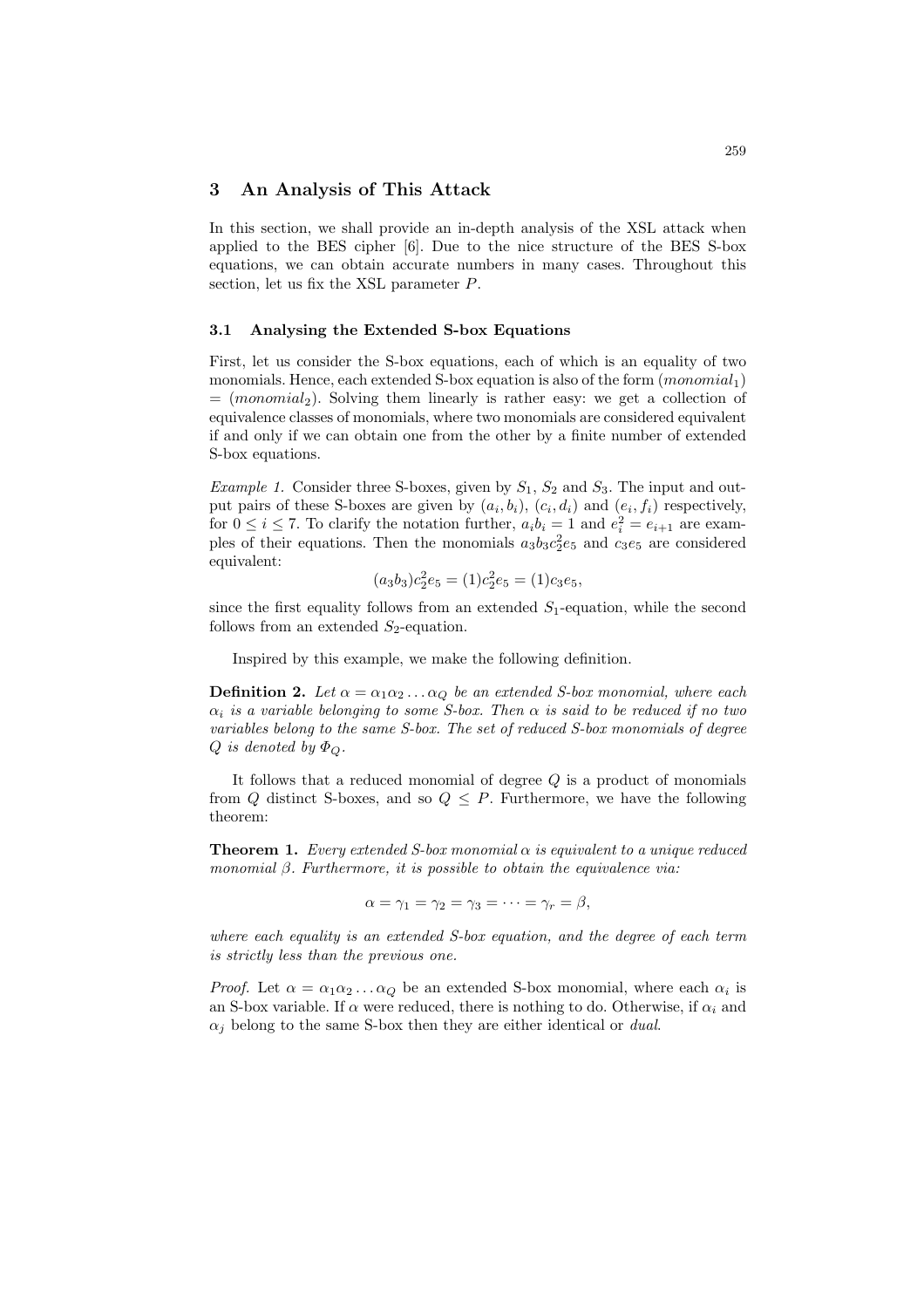## 3 An Analysis of This Attack

In this section, we shall provide an in-depth analysis of the XSL attack when applied to the BES cipher [6]. Due to the nice structure of the BES S-box equations, we can obtain accurate numbers in many cases. Throughout this section, let us fix the XSL parameter $P$.

### 3.1 Analysing the Extended S-box Equations

First, let us consider the S-box equations, each of which is an equality of two monomials. Hence, each extended S-box equation is also of the form $(monomial_1) = (monomial_2)$. Solving them linearly is rather easy: we get a collection of equivalence classes of monomials, where two monomials are considered equivalent if and only if we can obtain one from the other by a finite number of extended S-box equations.

*Example 1.* Consider three S-boxes, given by $S_1$, $S_2$ and $S_3$. The input and output pairs of these S-boxes are given by $(a_i, b_i)$, $(c_i, d_i)$ and $(e_i, f_i)$ respectively, for $0 \leq i \leq 7$. To clarify the notation further, $a_i b_i = 1$ and $e_i^2 = e_{i+1}$ are examples of their equations. Then the monomials $a_3 b_3 c_2^2 e_5$ and $c_3 e_5$ are considered equivalent:

$$(a_3 b_3) c_2^2 e_5 = (1) c_2^2 e_5 = (1) c_3 e_5,$$

since the first equality follows from an extended $S_1$-equation, while the second follows from an extended $S_2$-equation.

Inspired by this example, we make the following definition.

**Definition 2.** *Let $\alpha = \alpha_1 \alpha_2 \ldots \alpha_Q$ be an extended S-box monomial, where each $\alpha_i$ is a variable belonging to some S-box. Then $\alpha$ is said to be reduced if no two variables belong to the same S-box. The set of reduced S-box monomials of degree $Q$ is denoted by $\Phi_Q$.*

It follows that a reduced monomial of degree $Q$ is a product of monomials from $Q$ distinct S-boxes, and so $Q \leq P$. Furthermore, we have the following theorem:

**Theorem 1.** *Every extended S-box monomial $\alpha$ is equivalent to a unique reduced monomial $\beta$. Furthermore, it is possible to obtain the equivalence via:*

$$\alpha = \gamma_1 = \gamma_2 = \gamma_3 = \cdots = \gamma_r = \beta,$$

*where each equality is an extended S-box equation, and the degree of each term is strictly less than the previous one.*

*Proof.* Let $\alpha = \alpha_1 \alpha_2 \ldots \alpha_Q$ be an extended S-box monomial, where each $\alpha_i$ is an S-box variable. If $\alpha$ were reduced, there is nothing to do. Otherwise, if $\alpha_i$ and $\alpha_j$ belong to the same S-box then they are either identical or *dual*.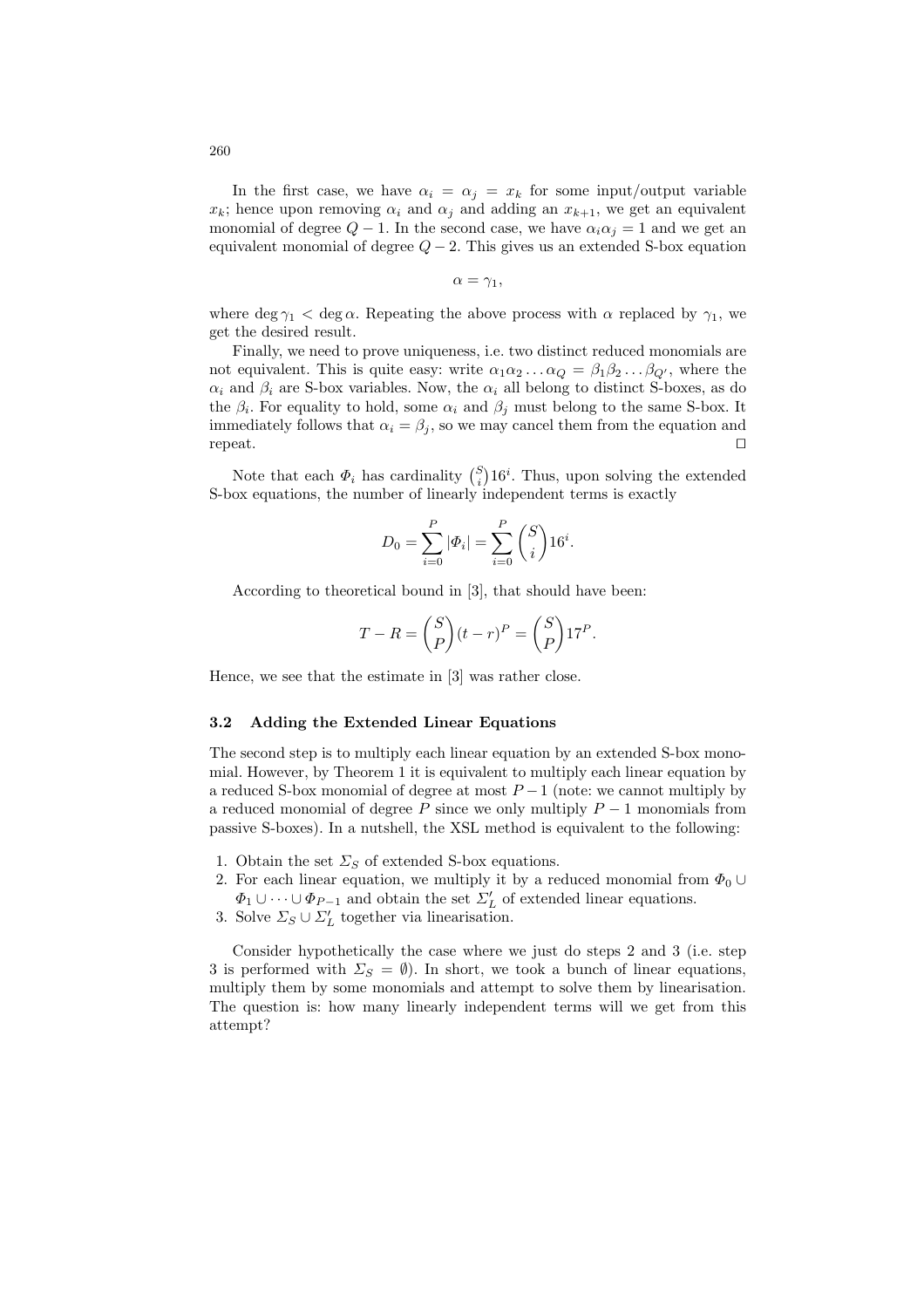In the first case, we have $\alpha_i = \alpha_j = x_k$ for some input/output variable $x_k$; hence upon removing $\alpha_i$ and $\alpha_j$ and adding an $x_{k+1}$, we get an equivalent monomial of degree $Q-1$. In the second case, we have $\alpha_i \alpha_j = 1$ and we get an equivalent monomial of degree $Q-2$. This gives us an extended S-box equation

$$\alpha = \gamma_1,$$

where $\deg \gamma_1 < \deg \alpha$. Repeating the above process with $\alpha$ replaced by $\gamma_1$, we get the desired result.

Finally, we need to prove uniqueness, i.e. two distinct reduced monomials are not equivalent. This is quite easy: write $\alpha_1\alpha_2\ldots\alpha_Q = \beta_1\beta_2\ldots\beta_{Q'}$, where the $\alpha_i$ and $\beta_i$ are S-box variables. Now, the $\alpha_i$ all belong to distinct S-boxes, as do the $\beta_i$. For equality to hold, some $\alpha_i$ and $\beta_j$ must belong to the same S-box. It immediately follows that $\alpha_i = \beta_j$, so we may cancel them from the equation and repeat. $\square$

Note that each $\Phi_i$ has cardinality $\binom{S}{i}16^i$. Thus, upon solving the extended S-box equations, the number of linearly independent terms is exactly

$$D_0 = \sum_{i=0}^{P} |\Phi_i| = \sum_{i=0}^{P} \binom{S}{i} 16^i.$$

According to theoretical bound in [3], that should have been:

$$T - R = \binom{S}{P}(t-r)^P = \binom{S}{P}17^P.$$

Hence, we see that the estimate in [3] was rather close.

### 3.2 Adding the Extended Linear Equations

The second step is to multiply each linear equation by an extended S-box monomial. However, by Theorem 1 it is equivalent to multiply each linear equation by a reduced S-box monomial of degree at most $P-1$ (note: we cannot multiply by a reduced monomial of degree $P$ since we only multiply $P-1$ monomials from passive S-boxes). In a nutshell, the XSL method is equivalent to the following:

1. Obtain the set $\Sigma_S$ of extended S-box equations.
2. For each linear equation, we multiply it by a reduced monomial from $\Phi_0 \cup \Phi_1 \cup \cdots \cup \Phi_{P-1}$ and obtain the set $\Sigma'_L$ of extended linear equations.
3. Solve $\Sigma_S \cup \Sigma'_L$ together via linearisation.

Consider hypothetically the case where we just do steps 2 and 3 (i.e. step 3 is performed with $\Sigma_S = \emptyset$). In short, we took a bunch of linear equations, multiply them by some monomials and attempt to solve them by linearisation. The question is: how many linearly independent terms will we get from this attempt?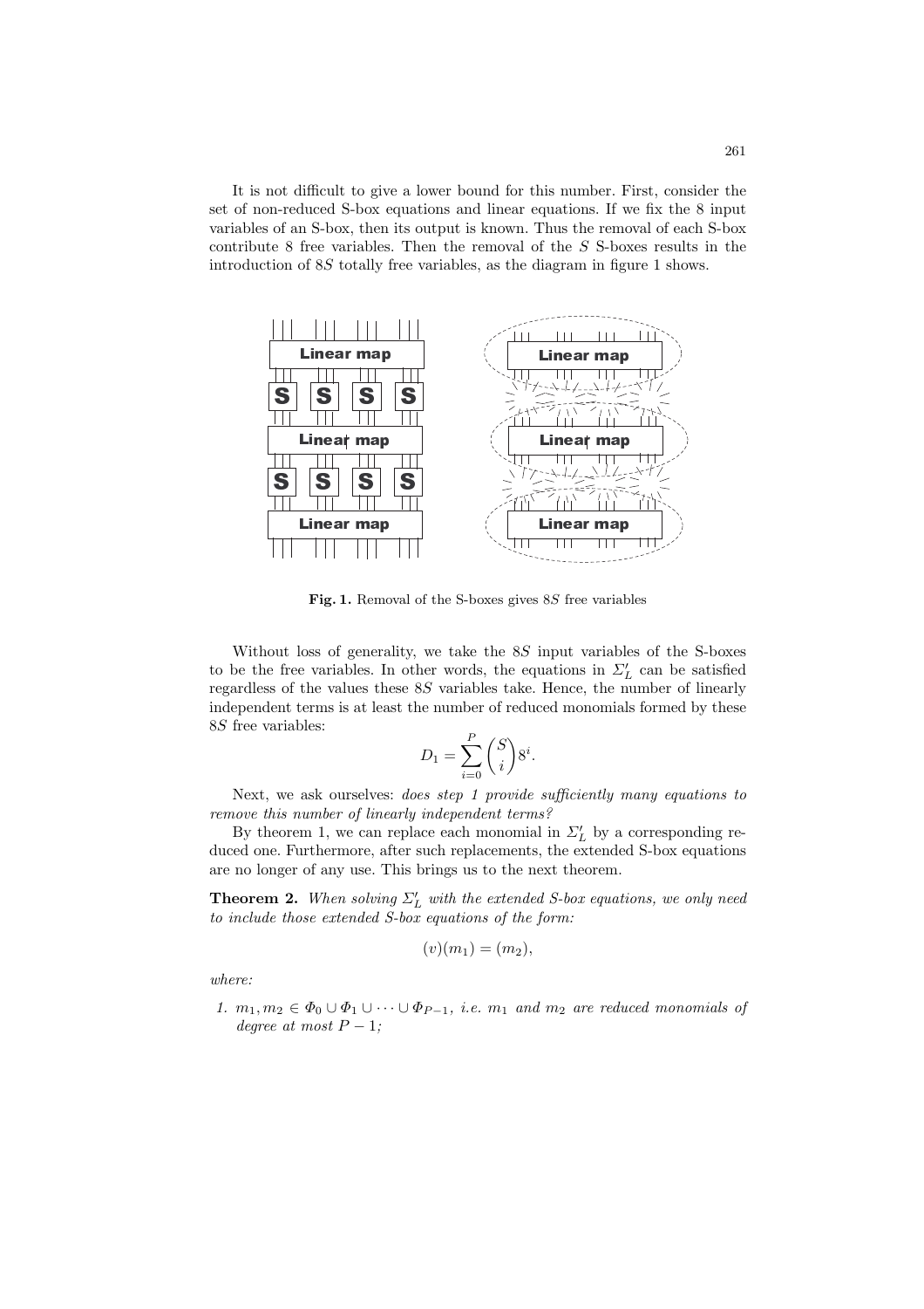It is not difficult to give a lower bound for this number. First, consider the set of non-reduced S-box equations and linear equations. If we fix the 8 input variables of an S-box, then its output is known. Thus the removal of each S-box contribute 8 free variables. Then the removal of the $S$ S-boxes results in the introduction of $8S$ totally free variables, as the diagram in figure 1 shows.

**Fig. 1.** Removal of the S-boxes gives $8S$ free variables

Without loss of generality, we take the $8S$ input variables of the S-boxes to be the free variables. In other words, the equations in $\Sigma'_L$ can be satisfied regardless of the values these $8S$ variables take. Hence, the number of linearly independent terms is at least the number of reduced monomials formed by these $8S$ free variables:

$$D_1 = \sum_{i=0}^{P} \binom{S}{i} 8^i.$$

Next, we ask ourselves: *does step 1 provide sufficiently many equations to remove this number of linearly independent terms?*

By theorem 1, we can replace each monomial in $\Sigma'_L$ by a corresponding reduced one. Furthermore, after such replacements, the extended S-box equations are no longer of any use. This brings us to the next theorem.

**Theorem 2.** *When solving $\Sigma'_L$ with the extended S-box equations, we only need to include those extended S-box equations of the form:*

$$(v)(m_1) = (m_2),$$

*where:*

1. *$m_1, m_2 \in \Phi_0 \cup \Phi_1 \cup \cdots \cup \Phi_{P-1}$, i.e. $m_1$ and $m_2$ are reduced monomials of degree at most $P-1$;*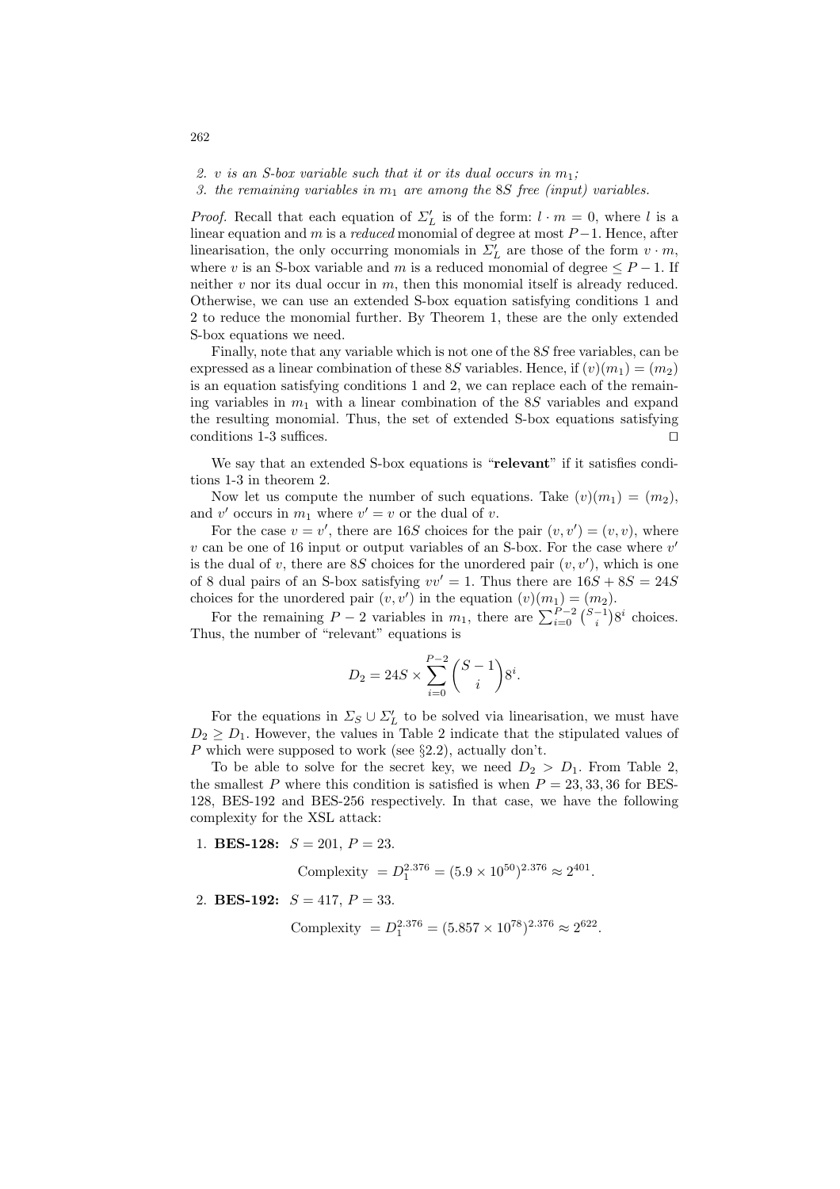2. *$v$ is an S-box variable such that it or its dual occurs in $m_1$;*
3. *the remaining variables in $m_1$ are among the $8S$ free (input) variables.*

*Proof.* Recall that each equation of $\Sigma'_L$ is of the form: $l \cdot m = 0$, where $l$ is a linear equation and $m$ is a *reduced* monomial of degree at most $P-1$. Hence, after linearisation, the only occurring monomials in $\Sigma'_L$ are those of the form $v \cdot m$, where $v$ is an S-box variable and $m$ is a reduced monomial of degree $\leq P-1$. If neither $v$ nor its dual occur in $m$, then this monomial itself is already reduced. Otherwise, we can use an extended S-box equation satisfying conditions 1 and 2 to reduce the monomial further. By Theorem 1, these are the only extended S-box equations we need.

Finally, note that any variable which is not one of the $8S$ free variables, can be expressed as a linear combination of these $8S$ variables. Hence, if $(v)(m_1) = (m_2)$ is an equation satisfying conditions 1 and 2, we can replace each of the remaining variables in $m_1$ with a linear combination of the $8S$ variables and expand the resulting monomial. Thus, the set of extended S-box equations satisfying conditions 1-3 suffices. ◻

We say that an extended S-box equations is "**relevant**" if it satisfies conditions 1-3 in theorem 2.

Now let us compute the number of such equations. Take $(v)(m_1) = (m_2)$, and $v'$ occurs in $m_1$ where $v' = v$ or the dual of $v$.

For the case $v = v'$, there are $16S$ choices for the pair $(v, v') = (v, v)$, where $v$ can be one of 16 input or output variables of an S-box. For the case where $v'$ is the dual of $v$, there are $8S$ choices for the unordered pair $(v, v')$, which is one of 8 dual pairs of an S-box satisfying $vv' = 1$. Thus there are $16S + 8S = 24S$ choices for the unordered pair $(v, v')$ in the equation $(v)(m_1) = (m_2)$.

For the remaining $P - 2$ variables in $m_1$, there are $\sum_{i=0}^{P-2} \binom{S-1}{i} 8^i$ choices. Thus, the number of "relevant" equations is

$$D_2 = 24S \times \sum_{i=0}^{P-2} \binom{S-1}{i} 8^i.$$

For the equations in $\Sigma_S \cup \Sigma'_L$ to be solved via linearisation, we must have $D_2 \geq D_1$. However, the values in Table 2 indicate that the stipulated values of $P$ which were supposed to work (see §2.2), actually don't.

To be able to solve for the secret key, we need $D_2 > D_1$. From Table 2, the smallest $P$ where this condition is satisfied is when $P = 23, 33, 36$ for BES-128, BES-192 and BES-256 respectively. In that case, we have the following complexity for the XSL attack:

1. **BES-128:** $S = 201$, $P = 23$.

$$\text{Complexity } = D_1^{2.376} = (5.9 \times 10^{50})^{2.376} \approx 2^{401}.$$

2. **BES-192:** $S = 417$, $P = 33$.

$$\text{Complexity } = D_1^{2.376} = (5.857 \times 10^{78})^{2.376} \approx 2^{622}.$$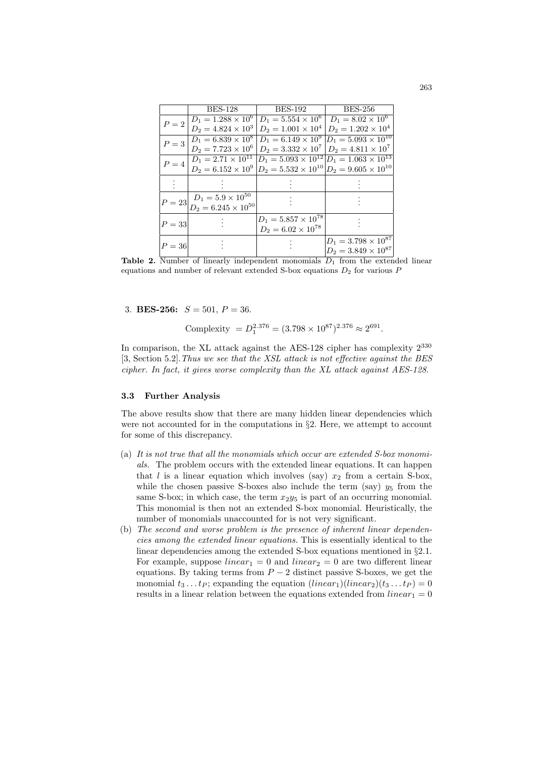| | BES-128 | BES-192 | BES-256 |
|---|---|---|---|
| $P=2$ | $D_1 = 1.288 \times 10^6$ <br> $D_2 = 4.824 \times 10^3$ | $D_1 = 5.554 \times 10^6$ <br> $D_2 = 1.001 \times 10^4$ | $D_1 = 8.02 \times 10^6$ <br> $D_2 = 1.202 \times 10^4$ |
| $P=3$ | $D_1 = 6.839 \times 10^8$ <br> $D_2 = 7.723 \times 10^6$ | $D_1 = 6.149 \times 10^9$ <br> $D_2 = 3.332 \times 10^7$ | $D_1 = 5.093 \times 10^{10}$ <br> $D_2 = 4.811 \times 10^7$ |
| $P=4$ | $D_1 = 2.71 \times 10^{11}$ <br> $D_2 = 6.152 \times 10^9$ | $D_1 = 5.093 \times 10^{12}$ <br> $D_2 = 5.532 \times 10^{10}$ | $D_1 = 1.063 \times 10^{13}$ <br> $D_2 = 9.605 \times 10^{10}$ |
| $\vdots$ | $\vdots$ | $\vdots$ | $\vdots$ |
| $P=23$ | $D_1 = 5.9 \times 10^{50}$ <br> $D_2 = 6.245 \times 10^{50}$ | $\vdots$ | $\vdots$ |
| $P=33$ | $\vdots$ | $D_1 = 5.857 \times 10^{78}$ <br> $D_2 = 6.02 \times 10^{78}$ | $\vdots$ |
| $P=36$ | $\vdots$ | $\vdots$ | $D_1 = 3.798 \times 10^{87}$ <br> $D_2 = 3.849 \times 10^{87}$ |

**Table 2.** Number of linearly independent monomials $D_1$ from the extended linear equations and number of relevant extended S-box equations $D_2$ for various $P$

3. **BES-256:** $S = 501$, $P = 36$.

$$\text{Complexity } = D_1^{2.376} = (3.798 \times 10^{87})^{2.376} \approx 2^{691}.$$

In comparison, the XL attack against the AES-128 cipher has complexity $2^{330}$ [3, Section 5.2]. *Thus we see that the XSL attack is not effective against the BES cipher. In fact, it gives worse complexity than the XL attack against AES-128.*

### 3.3 Further Analysis

The above results show that there are many hidden linear dependencies which were not accounted for in the computations in §2. Here, we attempt to account for some of this discrepancy.

(a) *It is not true that all the monomials which occur are extended S-box monomials.* The problem occurs with the extended linear equations. It can happen that $l$ is a linear equation which involves (say) $x_2$ from a certain S-box, while the chosen passive S-boxes also include the term (say) $y_5$ from the same S-box; in which case, the term $x_2y_5$ is part of an occurring monomial. This monomial is then not an extended S-box monomial. Heuristically, the number of monomials unaccounted for is not very significant.

(b) *The second and worse problem is the presence of inherent linear dependencies among the extended linear equations.* This is essentially identical to the linear dependencies among the extended S-box equations mentioned in §2.1. For example, suppose $linear_1 = 0$ and $linear_2 = 0$ are two different linear equations. By taking terms from $P-2$ distinct passive S-boxes, we get the monomial $t_3 \ldots t_P$; expanding the equation $(linear_1)(linear_2)(t_3 \ldots t_P) = 0$ results in a linear relation between the equations extended from $linear_1 = 0$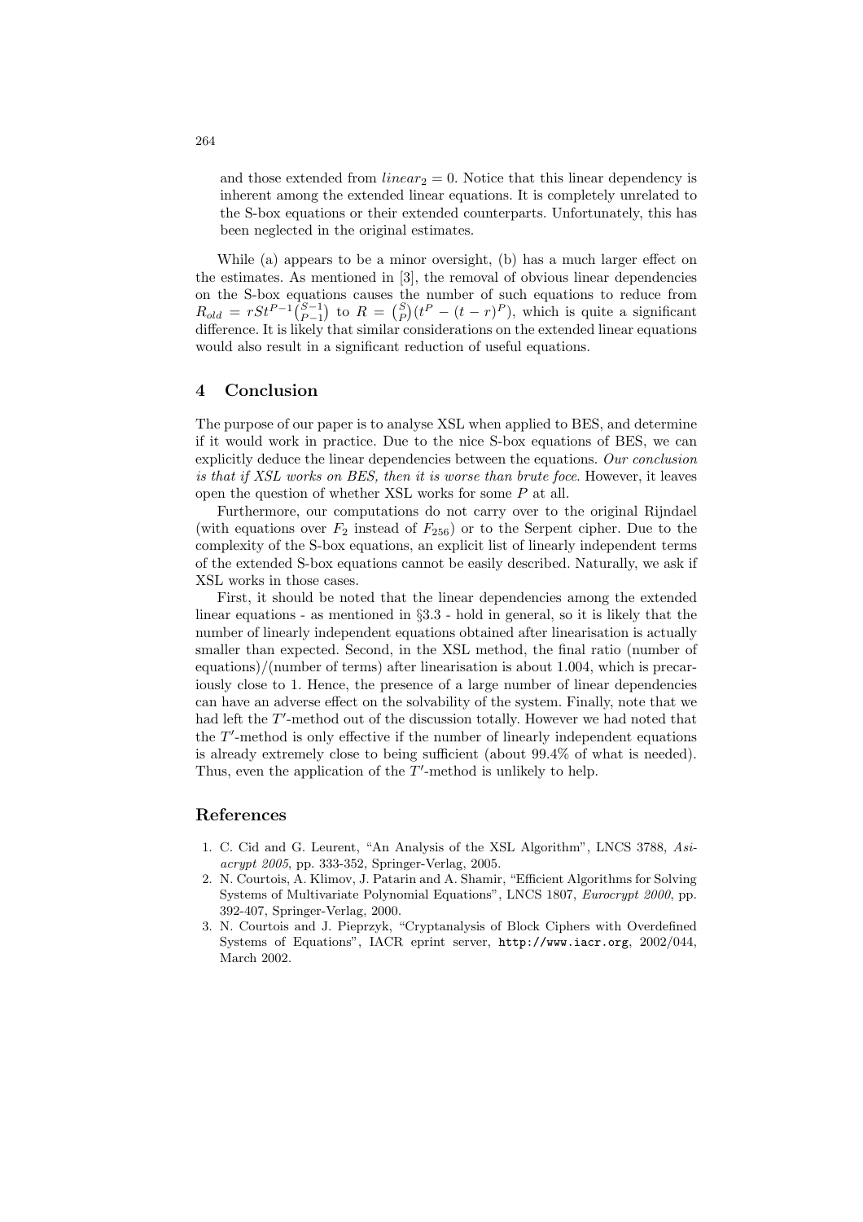and those extended from $linear_2 = 0$. Notice that this linear dependency is inherent among the extended linear equations. It is completely unrelated to the S-box equations or their extended counterparts. Unfortunately, this has been neglected in the original estimates.

While (a) appears to be a minor oversight, (b) has a much larger effect on the estimates. As mentioned in [3], the removal of obvious linear dependencies on the S-box equations causes the number of such equations to reduce from $R_{old} = rSt^{P-1}\binom{S-1}{P-1}$ to $R = \binom{S}{P}(t^P - (t-r)^P)$, which is quite a significant difference. It is likely that similar considerations on the extended linear equations would also result in a significant reduction of useful equations.

## 4 Conclusion

The purpose of our paper is to analyse XSL when applied to BES, and determine if it would work in practice. Due to the nice S-box equations of BES, we can explicitly deduce the linear dependencies between the equations. *Our conclusion is that if XSL works on BES, then it is worse than brute foce.* However, it leaves open the question of whether XSL works for some $P$ at all.

Furthermore, our computations do not carry over to the original Rijndael (with equations over $F_2$ instead of $F_{256}$) or to the Serpent cipher. Due to the complexity of the S-box equations, an explicit list of linearly independent terms of the extended S-box equations cannot be easily described. Naturally, we ask if XSL works in those cases.

First, it should be noted that the linear dependencies among the extended linear equations - as mentioned in §3.3 - hold in general, so it is likely that the number of linearly independent equations obtained after linearisation is actually smaller than expected. Second, in the XSL method, the final ratio (number of equations)/(number of terms) after linearisation is about 1.004, which is precariously close to 1. Hence, the presence of a large number of linear dependencies can have an adverse effect on the solvability of the system. Finally, note that we had left the $T'$-method out of the discussion totally. However we had noted that the $T'$-method is only effective if the number of linearly independent equations is already extremely close to being sufficient (about 99.4% of what is needed). Thus, even the application of the $T'$-method is unlikely to help.

## References

1. C. Cid and G. Leurent, "An Analysis of the XSL Algorithm", LNCS 3788, *Asiacrypt 2005*, pp. 333-352, Springer-Verlag, 2005.
2. N. Courtois, A. Klimov, J. Patarin and A. Shamir, "Efficient Algorithms for Solving Systems of Multivariate Polynomial Equations", LNCS 1807, *Eurocrypt 2000*, pp. 392-407, Springer-Verlag, 2000.
3. N. Courtois and J. Pieprzyk, "Cryptanalysis of Block Ciphers with Overdefined Systems of Equations", IACR eprint server, `http://www.iacr.org`, 2002/044, March 2002.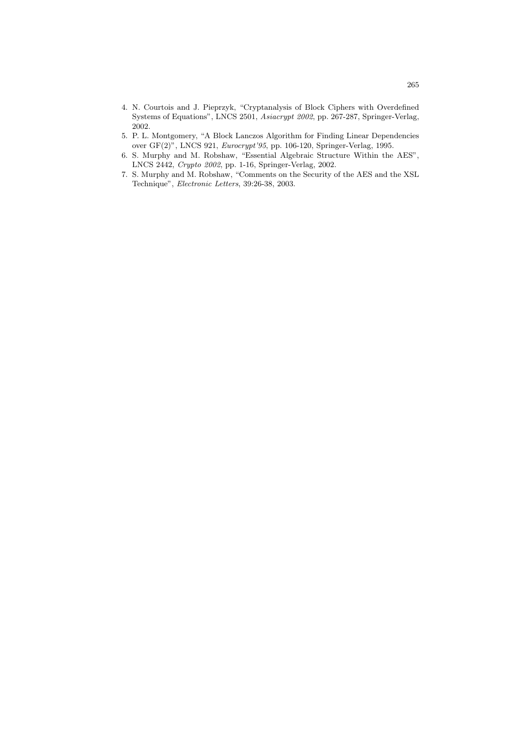4. N. Courtois and J. Pieprzyk, "Cryptanalysis of Block Ciphers with Overdefined Systems of Equations", LNCS 2501, *Asiacrypt 2002*, pp. 267-287, Springer-Verlag, 2002.
5. P. L. Montgomery, "A Block Lanczos Algorithm for Finding Linear Dependencies over GF(2)", LNCS 921, *Eurocrypt'95*, pp. 106-120, Springer-Verlag, 1995.
6. S. Murphy and M. Robshaw, "Essential Algebraic Structure Within the AES", LNCS 2442, *Crypto 2002*, pp. 1-16, Springer-Verlag, 2002.
7. S. Murphy and M. Robshaw, "Comments on the Security of the AES and the XSL Technique", *Electronic Letters*, 39:26-38, 2003.